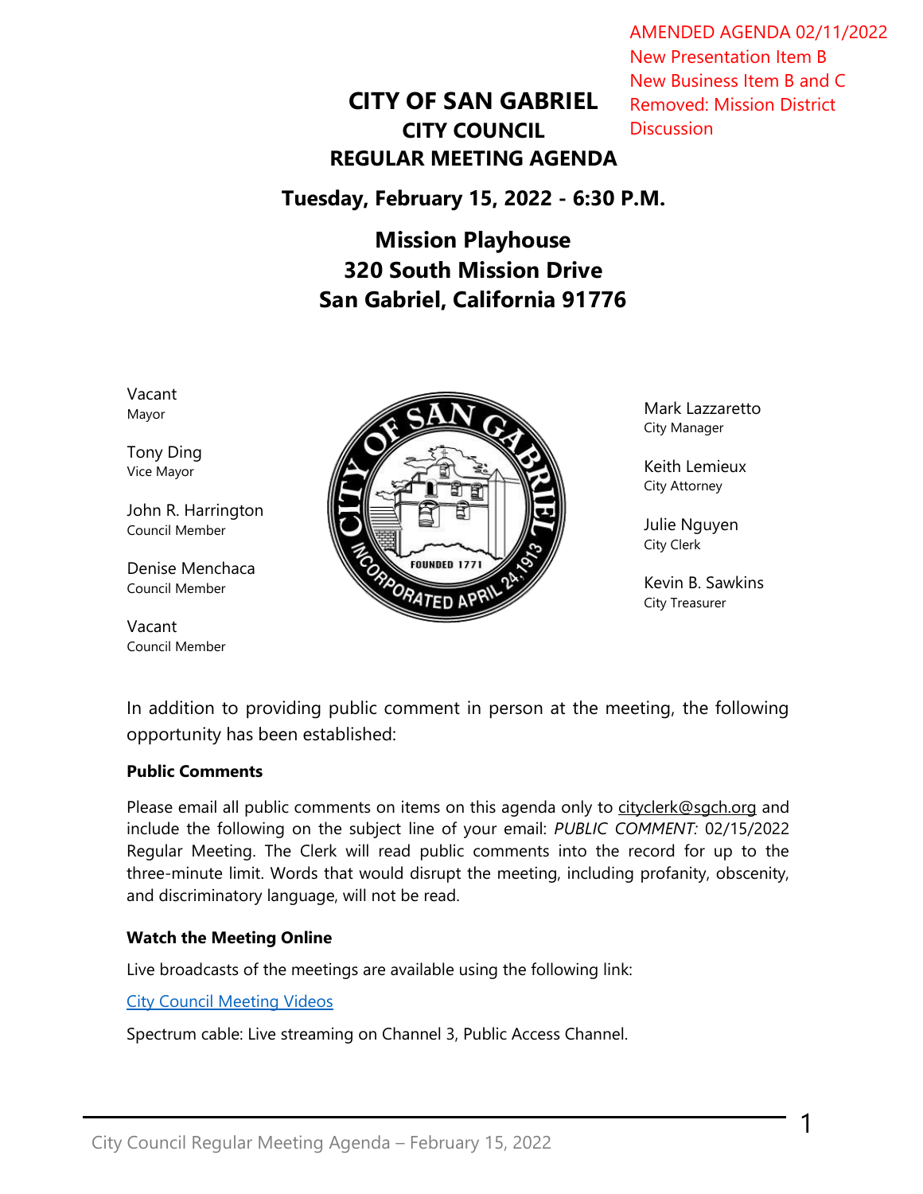AMENDED AGENDA 02/11/2022
New Presentation Item B
New Business Item B and C
Removed: Mission District Discussion

# CITY OF SAN GABRIEL
## CITY COUNCIL
## REGULAR MEETING AGENDA

**Tuesday, February 15, 2022 - 6:30 P.M.**

**Mission Playhouse**
**320 South Mission Drive**
**San Gabriel, California 91776**

Vacant
Mayor

Tony Ding
Vice Mayor

John R. Harrington
Council Member

Denise Menchaca
Council Member

Vacant
Council Member

Mark Lazzaretto
City Manager

Keith Lemieux
City Attorney

Julie Nguyen
City Clerk

Kevin B. Sawkins
City Treasurer

In addition to providing public comment in person at the meeting, the following opportunity has been established:

**Public Comments**

Please email all public comments on items on this agenda only to cityclerk@sgch.org and include the following on the subject line of your email: *PUBLIC COMMENT:* 02/15/2022 Regular Meeting. The Clerk will read public comments into the record for up to the three-minute limit. Words that would disrupt the meeting, including profanity, obscenity, and discriminatory language, will not be read.

**Watch the Meeting Online**

Live broadcasts of the meetings are available using the following link:

City Council Meeting Videos

Spectrum cable: Live streaming on Channel 3, Public Access Channel.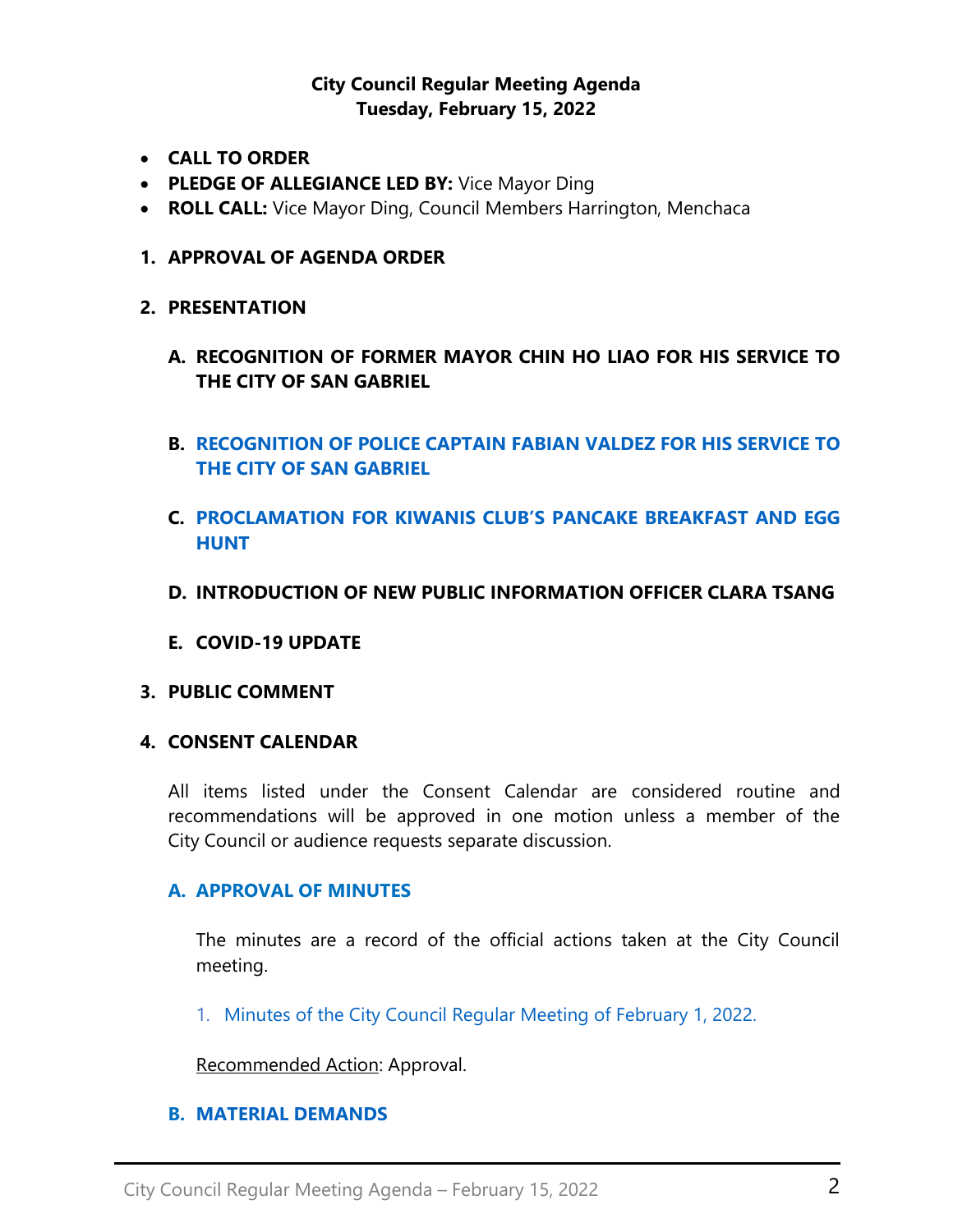**City Council Regular Meeting Agenda**
**Tuesday, February 15, 2022**

- **CALL TO ORDER**
- **PLEDGE OF ALLEGIANCE LED BY:** Vice Mayor Ding
- **ROLL CALL:** Vice Mayor Ding, Council Members Harrington, Menchaca

**1. APPROVAL OF AGENDA ORDER**

**2. PRESENTATION**

**A. RECOGNITION OF FORMER MAYOR CHIN HO LIAO FOR HIS SERVICE TO THE CITY OF SAN GABRIEL**

**B. RECOGNITION OF POLICE CAPTAIN FABIAN VALDEZ FOR HIS SERVICE TO THE CITY OF SAN GABRIEL**

**C. PROCLAMATION FOR KIWANIS CLUB'S PANCAKE BREAKFAST AND EGG HUNT**

**D. INTRODUCTION OF NEW PUBLIC INFORMATION OFFICER CLARA TSANG**

**E. COVID-19 UPDATE**

**3. PUBLIC COMMENT**

**4. CONSENT CALENDAR**

All items listed under the Consent Calendar are considered routine and recommendations will be approved in one motion unless a member of the City Council or audience requests separate discussion.

**A. APPROVAL OF MINUTES**

The minutes are a record of the official actions taken at the City Council meeting.

1. Minutes of the City Council Regular Meeting of February 1, 2022.

Recommended Action: Approval.

**B. MATERIAL DEMANDS**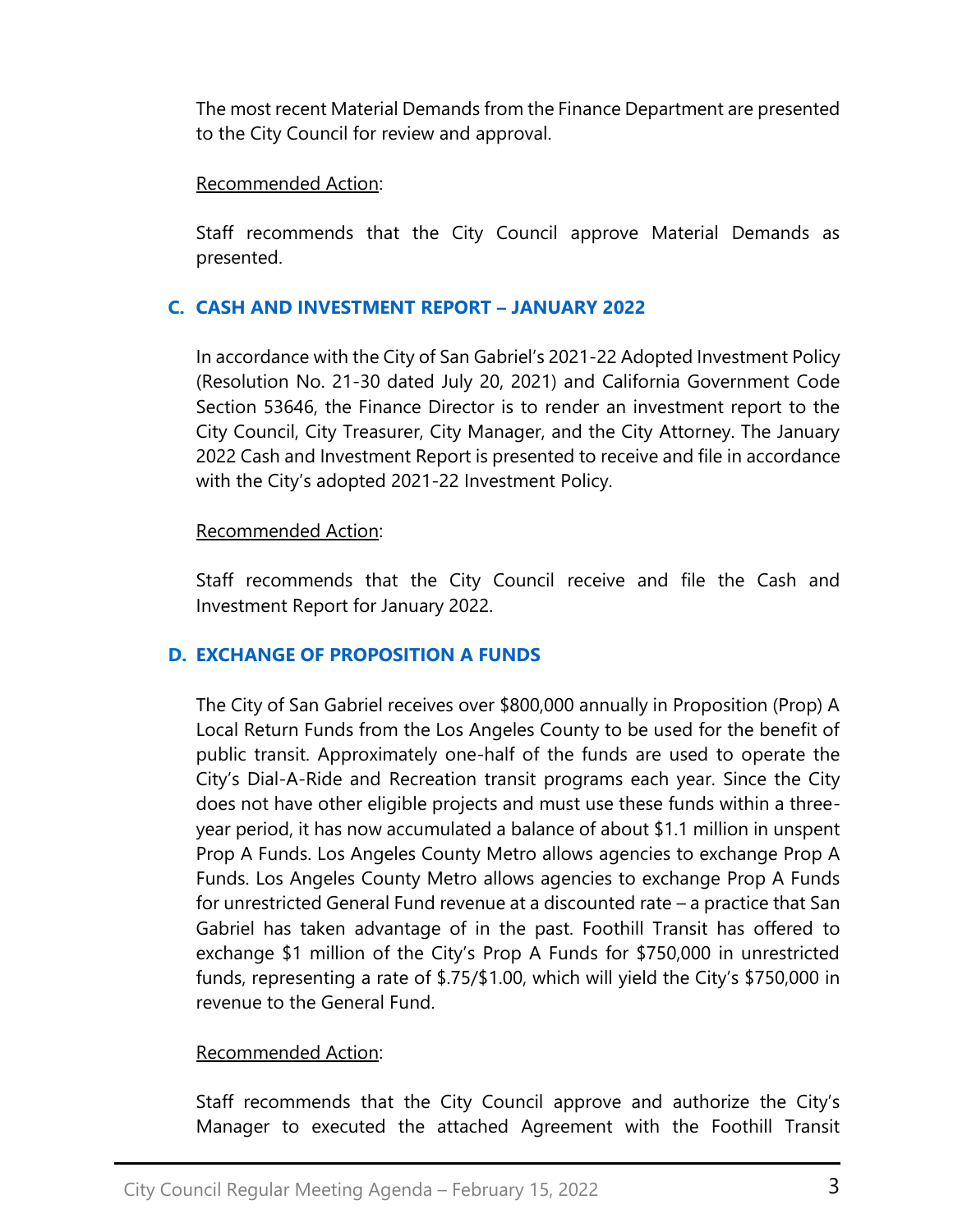The most recent Material Demands from the Finance Department are presented to the City Council for review and approval.

Recommended Action:

Staff recommends that the City Council approve Material Demands as presented.

### C. CASH AND INVESTMENT REPORT – JANUARY 2022

In accordance with the City of San Gabriel's 2021-22 Adopted Investment Policy (Resolution No. 21-30 dated July 20, 2021) and California Government Code Section 53646, the Finance Director is to render an investment report to the City Council, City Treasurer, City Manager, and the City Attorney. The January 2022 Cash and Investment Report is presented to receive and file in accordance with the City's adopted 2021-22 Investment Policy.

Recommended Action:

Staff recommends that the City Council receive and file the Cash and Investment Report for January 2022.

### D. EXCHANGE OF PROPOSITION A FUNDS

The City of San Gabriel receives over $800,000 annually in Proposition (Prop) A Local Return Funds from the Los Angeles County to be used for the benefit of public transit. Approximately one-half of the funds are used to operate the City's Dial-A-Ride and Recreation transit programs each year. Since the City does not have other eligible projects and must use these funds within a three-year period, it has now accumulated a balance of about $1.1 million in unspent Prop A Funds. Los Angeles County Metro allows agencies to exchange Prop A Funds. Los Angeles County Metro allows agencies to exchange Prop A Funds for unrestricted General Fund revenue at a discounted rate – a practice that San Gabriel has taken advantage of in the past. Foothill Transit has offered to exchange $1 million of the City's Prop A Funds for $750,000 in unrestricted funds, representing a rate of $.75/$1.00, which will yield the City's $750,000 in revenue to the General Fund.

Recommended Action:

Staff recommends that the City Council approve and authorize the City's Manager to executed the attached Agreement with the Foothill Transit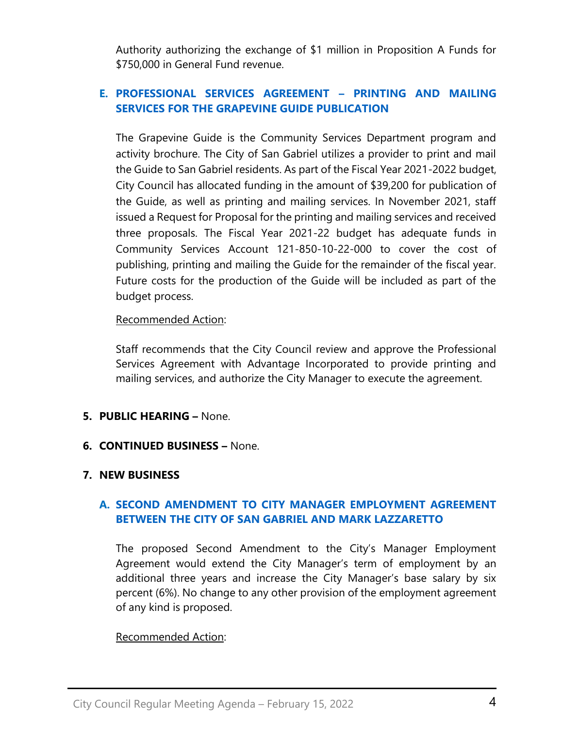Authority authorizing the exchange of $1 million in Proposition A Funds for $750,000 in General Fund revenue.

### E. PROFESSIONAL SERVICES AGREEMENT – PRINTING AND MAILING SERVICES FOR THE GRAPEVINE GUIDE PUBLICATION

The Grapevine Guide is the Community Services Department program and activity brochure. The City of San Gabriel utilizes a provider to print and mail the Guide to San Gabriel residents. As part of the Fiscal Year 2021-2022 budget, City Council has allocated funding in the amount of $39,200 for publication of the Guide, as well as printing and mailing services. In November 2021, staff issued a Request for Proposal for the printing and mailing services and received three proposals. The Fiscal Year 2021-22 budget has adequate funds in Community Services Account 121-850-10-22-000 to cover the cost of publishing, printing and mailing the Guide for the remainder of the fiscal year. Future costs for the production of the Guide will be included as part of the budget process.

<u>Recommended Action</u>:

Staff recommends that the City Council review and approve the Professional Services Agreement with Advantage Incorporated to provide printing and mailing services, and authorize the City Manager to execute the agreement.

## 5. PUBLIC HEARING – None.

## 6. CONTINUED BUSINESS – None.

## 7. NEW BUSINESS

### A. SECOND AMENDMENT TO CITY MANAGER EMPLOYMENT AGREEMENT BETWEEN THE CITY OF SAN GABRIEL AND MARK LAZZARETTO

The proposed Second Amendment to the City's Manager Employment Agreement would extend the City Manager's term of employment by an additional three years and increase the City Manager's base salary by six percent (6%). No change to any other provision of the employment agreement of any kind is proposed.

<u>Recommended Action</u>: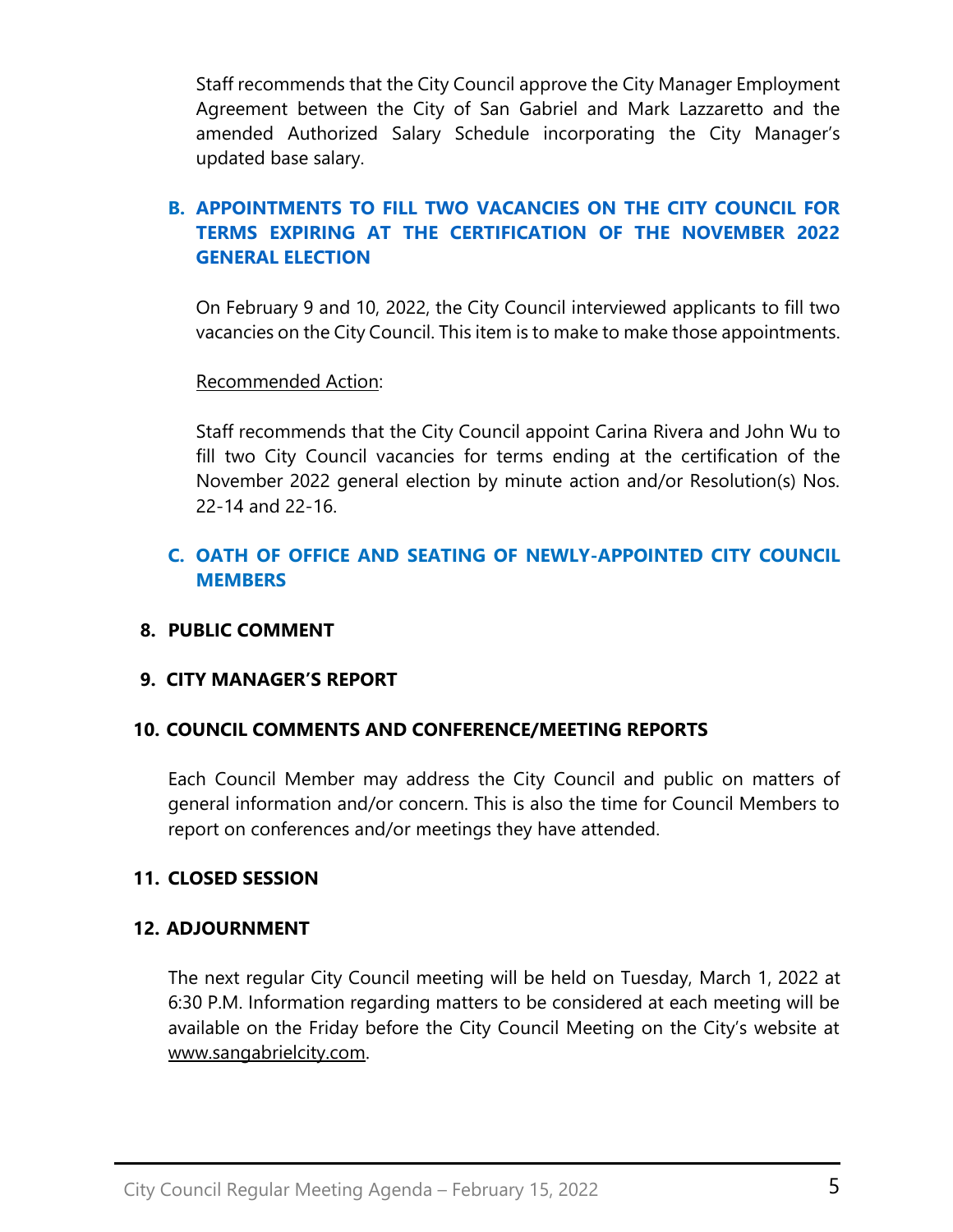Staff recommends that the City Council approve the City Manager Employment Agreement between the City of San Gabriel and Mark Lazzaretto and the amended Authorized Salary Schedule incorporating the City Manager's updated base salary.

### B. APPOINTMENTS TO FILL TWO VACANCIES ON THE CITY COUNCIL FOR TERMS EXPIRING AT THE CERTIFICATION OF THE NOVEMBER 2022 GENERAL ELECTION

On February 9 and 10, 2022, the City Council interviewed applicants to fill two vacancies on the City Council. This item is to make to make those appointments.

Recommended Action:

Staff recommends that the City Council appoint Carina Rivera and John Wu to fill two City Council vacancies for terms ending at the certification of the November 2022 general election by minute action and/or Resolution(s) Nos. 22-14 and 22-16.

### C. OATH OF OFFICE AND SEATING OF NEWLY-APPOINTED CITY COUNCIL MEMBERS

## 8. PUBLIC COMMENT

## 9. CITY MANAGER'S REPORT

## 10. COUNCIL COMMENTS AND CONFERENCE/MEETING REPORTS

Each Council Member may address the City Council and public on matters of general information and/or concern. This is also the time for Council Members to report on conferences and/or meetings they have attended.

## 11. CLOSED SESSION

## 12. ADJOURNMENT

The next regular City Council meeting will be held on Tuesday, March 1, 2022 at 6:30 P.M. Information regarding matters to be considered at each meeting will be available on the Friday before the City Council Meeting on the City's website at www.sangabrielcity.com.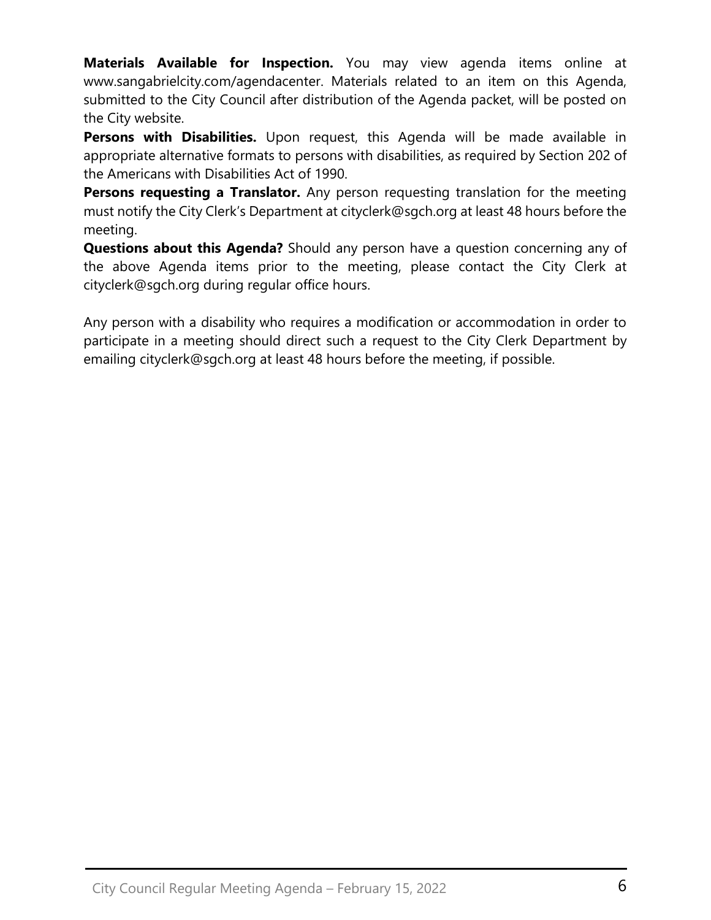**Materials Available for Inspection.** You may view agenda items online at www.sangabrielcity.com/agendacenter. Materials related to an item on this Agenda, submitted to the City Council after distribution of the Agenda packet, will be posted on the City website.

**Persons with Disabilities.** Upon request, this Agenda will be made available in appropriate alternative formats to persons with disabilities, as required by Section 202 of the Americans with Disabilities Act of 1990.

**Persons requesting a Translator.** Any person requesting translation for the meeting must notify the City Clerk's Department at cityclerk@sgch.org at least 48 hours before the meeting.

**Questions about this Agenda?** Should any person have a question concerning any of the above Agenda items prior to the meeting, please contact the City Clerk at cityclerk@sgch.org during regular office hours.

Any person with a disability who requires a modification or accommodation in order to participate in a meeting should direct such a request to the City Clerk Department by emailing cityclerk@sgch.org at least 48 hours before the meeting, if possible.